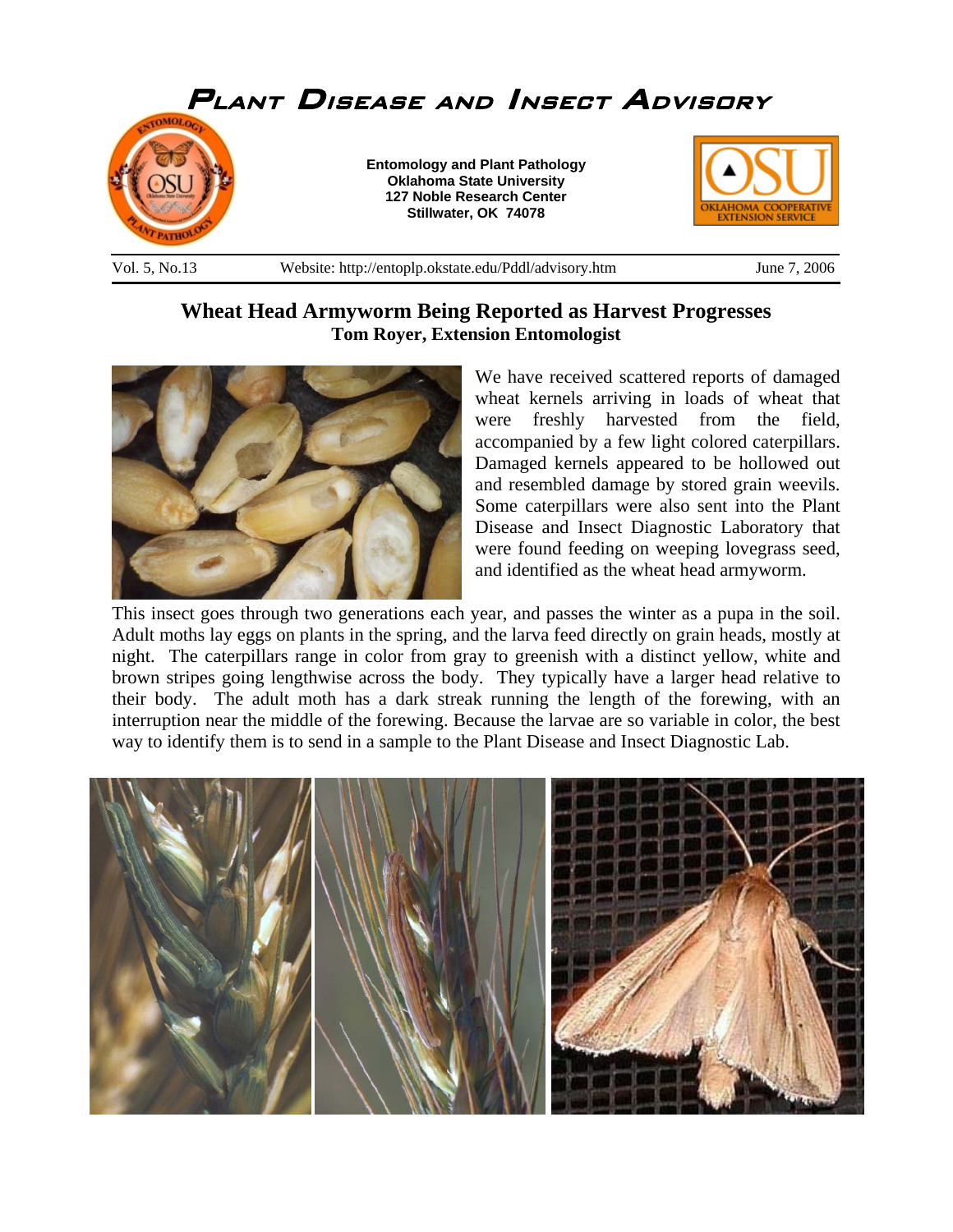# Plant Disease and Insect Advisory

**Entomology and Plant Pathology**
**Oklahoma State University**
**127 Noble Research Center**
**Stillwater, OK 74078**

Vol. 5, No.13 | Website: http://entoplp.okstate.edu/Pddl/advisory.htm | June 7, 2006

## Wheat Head Armyworm Being Reported as Harvest Progresses

**Tom Royer, Extension Entomologist**

We have received scattered reports of damaged wheat kernels arriving in loads of wheat that were freshly harvested from the field, accompanied by a few light colored caterpillars. Damaged kernels appeared to be hollowed out and resembled damage by stored grain weevils. Some caterpillars were also sent into the Plant Disease and Insect Diagnostic Laboratory that were found feeding on weeping lovegrass seed, and identified as the wheat head armyworm.

This insect goes through two generations each year, and passes the winter as a pupa in the soil. Adult moths lay eggs on plants in the spring, and the larva feed directly on grain heads, mostly at night. The caterpillars range in color from gray to greenish with a distinct yellow, white and brown stripes going lengthwise across the body. They typically have a larger head relative to their body. The adult moth has a dark streak running the length of the forewing, with an interruption near the middle of the forewing. Because the larvae are so variable in color, the best way to identify them is to send in a sample to the Plant Disease and Insect Diagnostic Lab.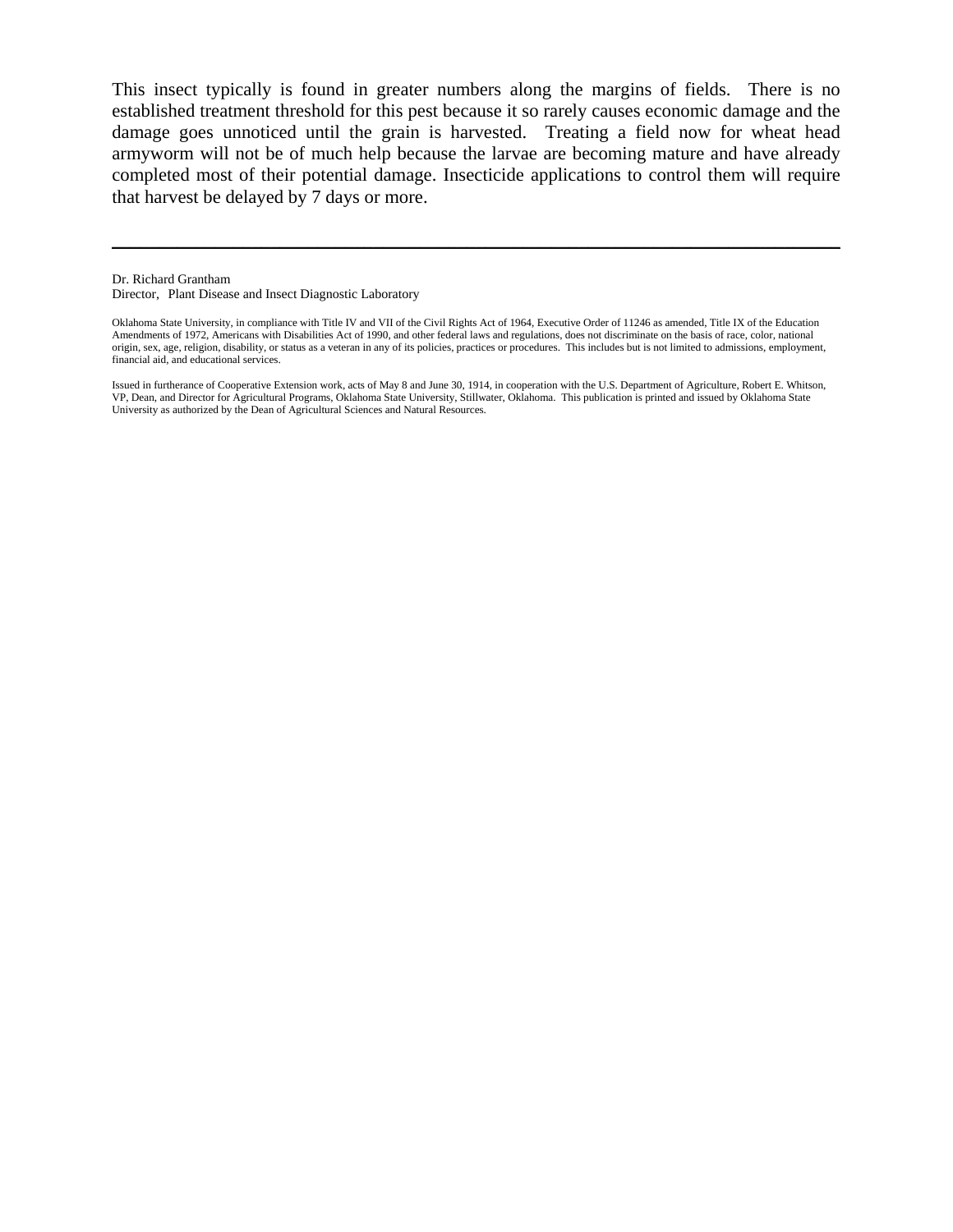This insect typically is found in greater numbers along the margins of fields. There is no established treatment threshold for this pest because it so rarely causes economic damage and the damage goes unnoticed until the grain is harvested. Treating a field now for wheat head armyworm will not be of much help because the larvae are becoming mature and have already completed most of their potential damage. Insecticide applications to control them will require that harvest be delayed by 7 days or more.

---

Dr. Richard Grantham
Director, Plant Disease and Insect Diagnostic Laboratory

Oklahoma State University, in compliance with Title IV and VII of the Civil Rights Act of 1964, Executive Order of 11246 as amended, Title IX of the Education Amendments of 1972, Americans with Disabilities Act of 1990, and other federal laws and regulations, does not discriminate on the basis of race, color, national origin, sex, age, religion, disability, or status as a veteran in any of its policies, practices or procedures. This includes but is not limited to admissions, employment, financial aid, and educational services.

Issued in furtherance of Cooperative Extension work, acts of May 8 and June 30, 1914, in cooperation with the U.S. Department of Agriculture, Robert E. Whitson, VP, Dean, and Director for Agricultural Programs, Oklahoma State University, Stillwater, Oklahoma. This publication is printed and issued by Oklahoma State University as authorized by the Dean of Agricultural Sciences and Natural Resources.